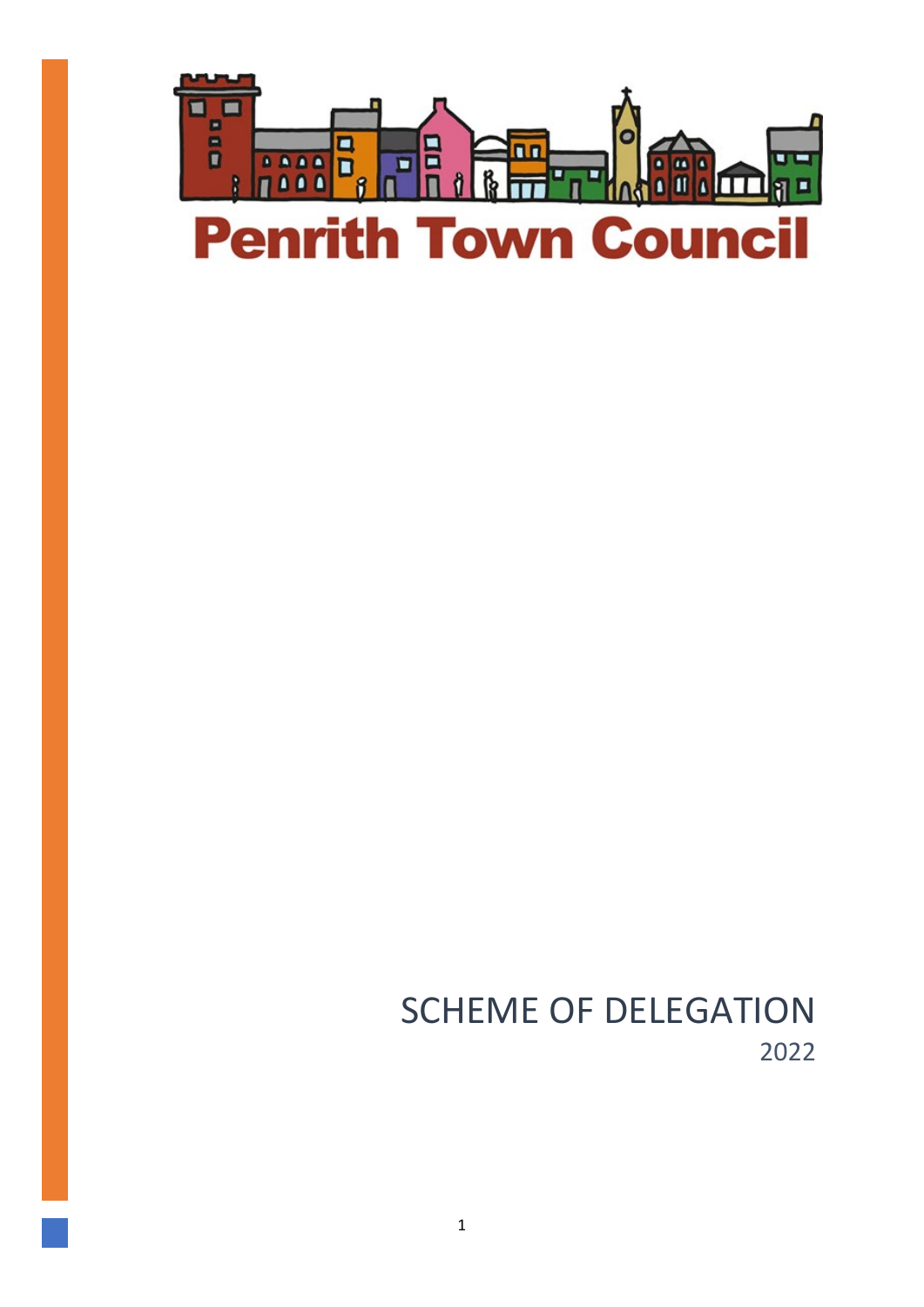# Penrith Town Council

# SCHEME OF DELEGATION

2022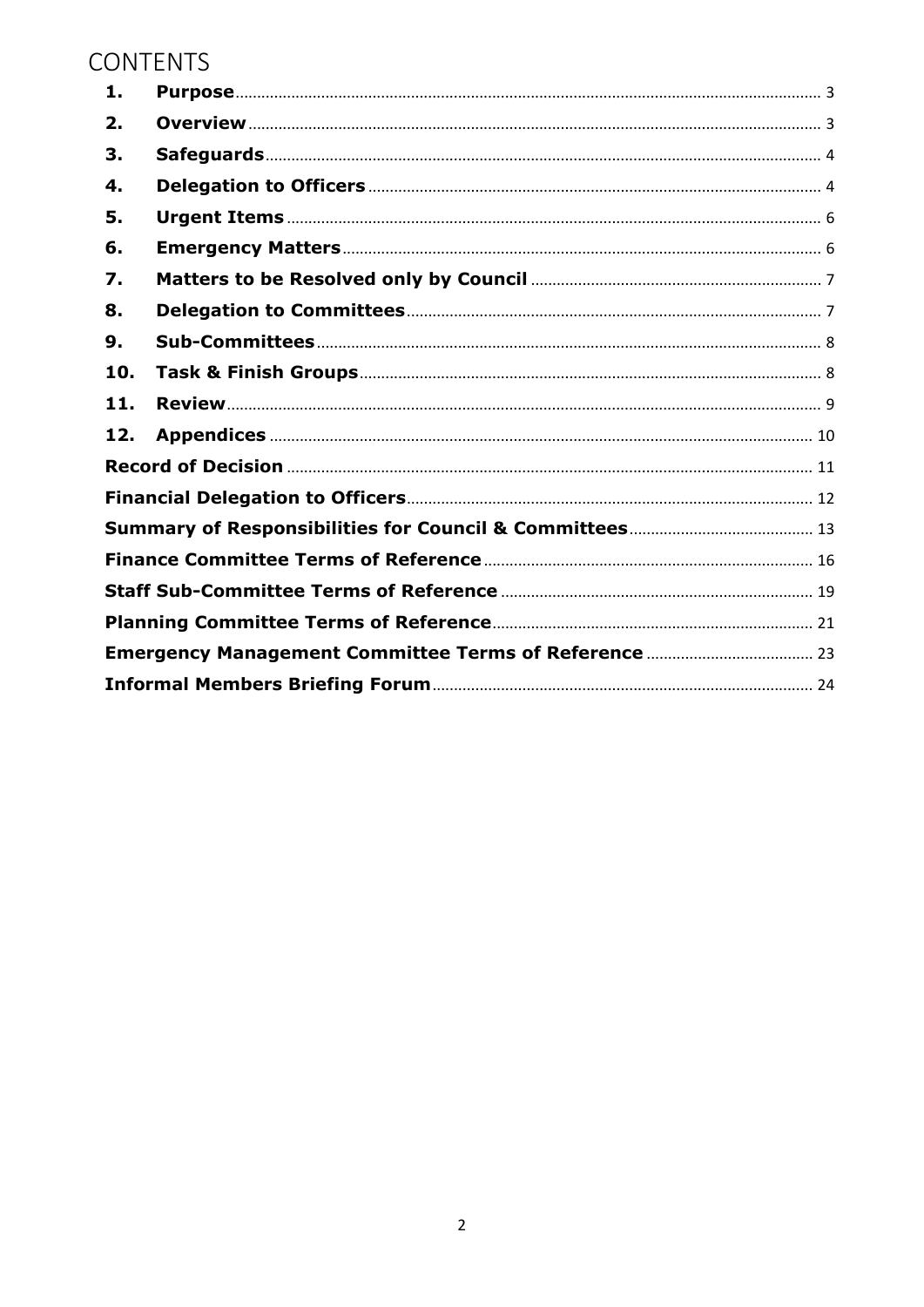# CONTENTS

| | | |
|---|---|---|
| **1.** | **Purpose** | 3 |
| **2.** | **Overview** | 3 |
| **3.** | **Safeguards** | 4 |
| **4.** | **Delegation to Officers** | 4 |
| **5.** | **Urgent Items** | 6 |
| **6.** | **Emergency Matters** | 6 |
| **7.** | **Matters to be Resolved only by Council** | 7 |
| **8.** | **Delegation to Committees** | 7 |
| **9.** | **Sub-Committees** | 8 |
| **10.** | **Task & Finish Groups** | 8 |
| **11.** | **Review** | 9 |
| **12.** | **Appendices** | 10 |
| | **Record of Decision** | 11 |
| | **Financial Delegation to Officers** | 12 |
| | **Summary of Responsibilities for Council & Committees** | 13 |
| | **Finance Committee Terms of Reference** | 16 |
| | **Staff Sub-Committee Terms of Reference** | 19 |
| | **Planning Committee Terms of Reference** | 21 |
| | **Emergency Management Committee Terms of Reference** | 23 |
| | **Informal Members Briefing Forum** | 24 |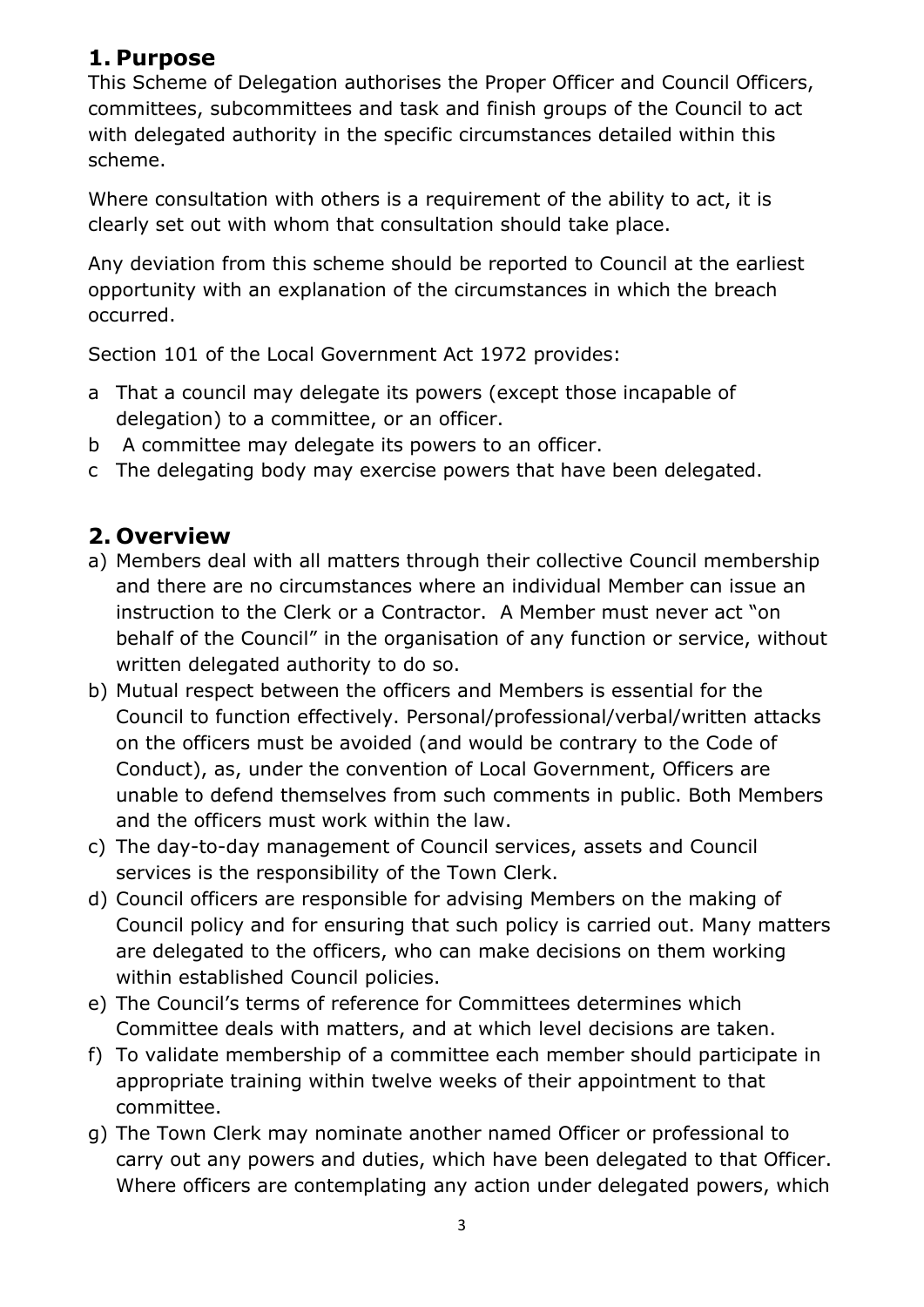## 1. Purpose

This Scheme of Delegation authorises the Proper Officer and Council Officers, committees, subcommittees and task and finish groups of the Council to act with delegated authority in the specific circumstances detailed within this scheme.

Where consultation with others is a requirement of the ability to act, it is clearly set out with whom that consultation should take place.

Any deviation from this scheme should be reported to Council at the earliest opportunity with an explanation of the circumstances in which the breach occurred.

Section 101 of the Local Government Act 1972 provides:

- a That a council may delegate its powers (except those incapable of delegation) to a committee, or an officer.
- b A committee may delegate its powers to an officer.
- c The delegating body may exercise powers that have been delegated.

## 2. Overview

- a) Members deal with all matters through their collective Council membership and there are no circumstances where an individual Member can issue an instruction to the Clerk or a Contractor. A Member must never act "on behalf of the Council" in the organisation of any function or service, without written delegated authority to do so.
- b) Mutual respect between the officers and Members is essential for the Council to function effectively. Personal/professional/verbal/written attacks on the officers must be avoided (and would be contrary to the Code of Conduct), as, under the convention of Local Government, Officers are unable to defend themselves from such comments in public. Both Members and the officers must work within the law.
- c) The day-to-day management of Council services, assets and Council services is the responsibility of the Town Clerk.
- d) Council officers are responsible for advising Members on the making of Council policy and for ensuring that such policy is carried out. Many matters are delegated to the officers, who can make decisions on them working within established Council policies.
- e) The Council's terms of reference for Committees determines which Committee deals with matters, and at which level decisions are taken.
- f) To validate membership of a committee each member should participate in appropriate training within twelve weeks of their appointment to that committee.
- g) The Town Clerk may nominate another named Officer or professional to carry out any powers and duties, which have been delegated to that Officer. Where officers are contemplating any action under delegated powers, which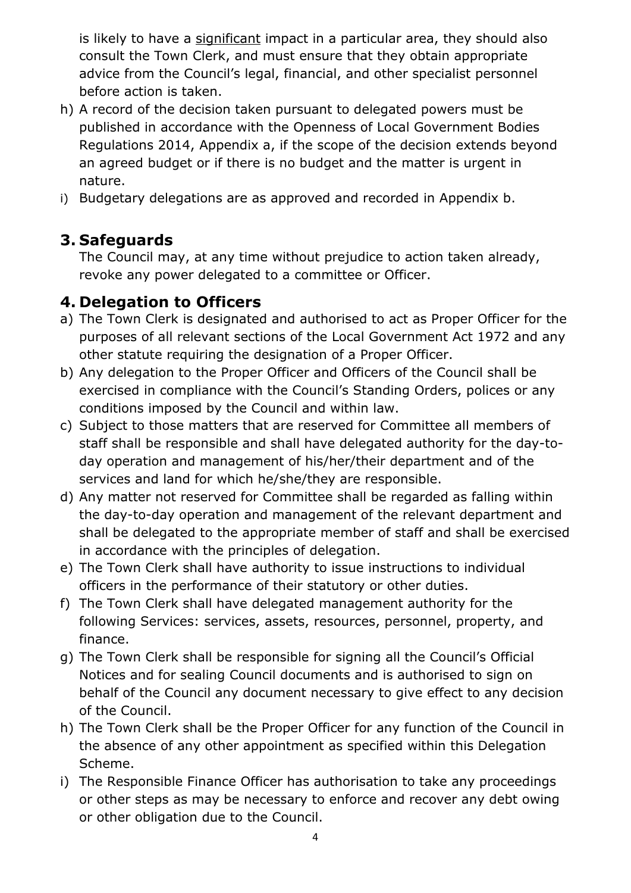is likely to have a significant impact in a particular area, they should also consult the Town Clerk, and must ensure that they obtain appropriate advice from the Council's legal, financial, and other specialist personnel before action is taken.

h) A record of the decision taken pursuant to delegated powers must be published in accordance with the Openness of Local Government Bodies Regulations 2014, Appendix a, if the scope of the decision extends beyond an agreed budget or if there is no budget and the matter is urgent in nature.
i) Budgetary delegations are as approved and recorded in Appendix b.

## 3. Safeguards

The Council may, at any time without prejudice to action taken already, revoke any power delegated to a committee or Officer.

## 4. Delegation to Officers

a) The Town Clerk is designated and authorised to act as Proper Officer for the purposes of all relevant sections of the Local Government Act 1972 and any other statute requiring the designation of a Proper Officer.
b) Any delegation to the Proper Officer and Officers of the Council shall be exercised in compliance with the Council's Standing Orders, polices or any conditions imposed by the Council and within law.
c) Subject to those matters that are reserved for Committee all members of staff shall be responsible and shall have delegated authority for the day-to-day operation and management of his/her/their department and of the services and land for which he/she/they are responsible.
d) Any matter not reserved for Committee shall be regarded as falling within the day-to-day operation and management of the relevant department and shall be delegated to the appropriate member of staff and shall be exercised in accordance with the principles of delegation.
e) The Town Clerk shall have authority to issue instructions to individual officers in the performance of their statutory or other duties.
f) The Town Clerk shall have delegated management authority for the following Services: services, assets, resources, personnel, property, and finance.
g) The Town Clerk shall be responsible for signing all the Council's Official Notices and for sealing Council documents and is authorised to sign on behalf of the Council any document necessary to give effect to any decision of the Council.
h) The Town Clerk shall be the Proper Officer for any function of the Council in the absence of any other appointment as specified within this Delegation Scheme.
i) The Responsible Finance Officer has authorisation to take any proceedings or other steps as may be necessary to enforce and recover any debt owing or other obligation due to the Council.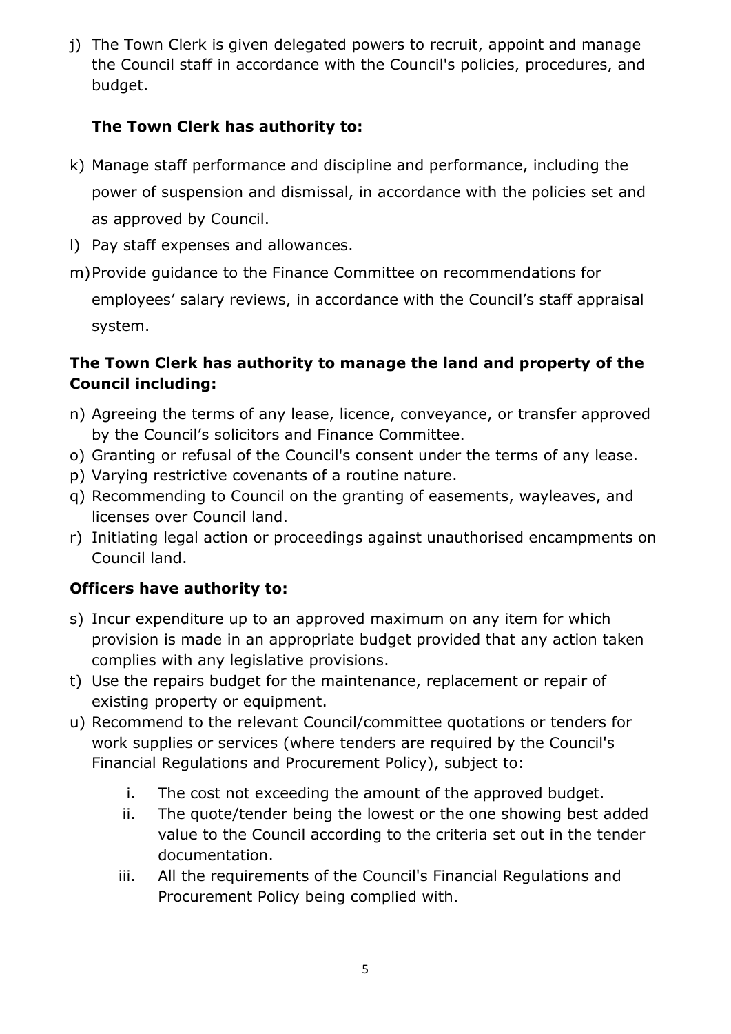j) The Town Clerk is given delegated powers to recruit, appoint and manage the Council staff in accordance with the Council's policies, procedures, and budget.

**The Town Clerk has authority to:**

k) Manage staff performance and discipline and performance, including the power of suspension and dismissal, in accordance with the policies set and as approved by Council.
l) Pay staff expenses and allowances.
m) Provide guidance to the Finance Committee on recommendations for employees' salary reviews, in accordance with the Council's staff appraisal system.

**The Town Clerk has authority to manage the land and property of the Council including:**

n) Agreeing the terms of any lease, licence, conveyance, or transfer approved by the Council's solicitors and Finance Committee.
o) Granting or refusal of the Council's consent under the terms of any lease.
p) Varying restrictive covenants of a routine nature.
q) Recommending to Council on the granting of easements, wayleaves, and licenses over Council land.
r) Initiating legal action or proceedings against unauthorised encampments on Council land.

**Officers have authority to:**

s) Incur expenditure up to an approved maximum on any item for which provision is made in an appropriate budget provided that any action taken complies with any legislative provisions.
t) Use the repairs budget for the maintenance, replacement or repair of existing property or equipment.
u) Recommend to the relevant Council/committee quotations or tenders for work supplies or services (where tenders are required by the Council's Financial Regulations and Procurement Policy), subject to:
    i. The cost not exceeding the amount of the approved budget.
    ii. The quote/tender being the lowest or the one showing best added value to the Council according to the criteria set out in the tender documentation.
    iii. All the requirements of the Council's Financial Regulations and Procurement Policy being complied with.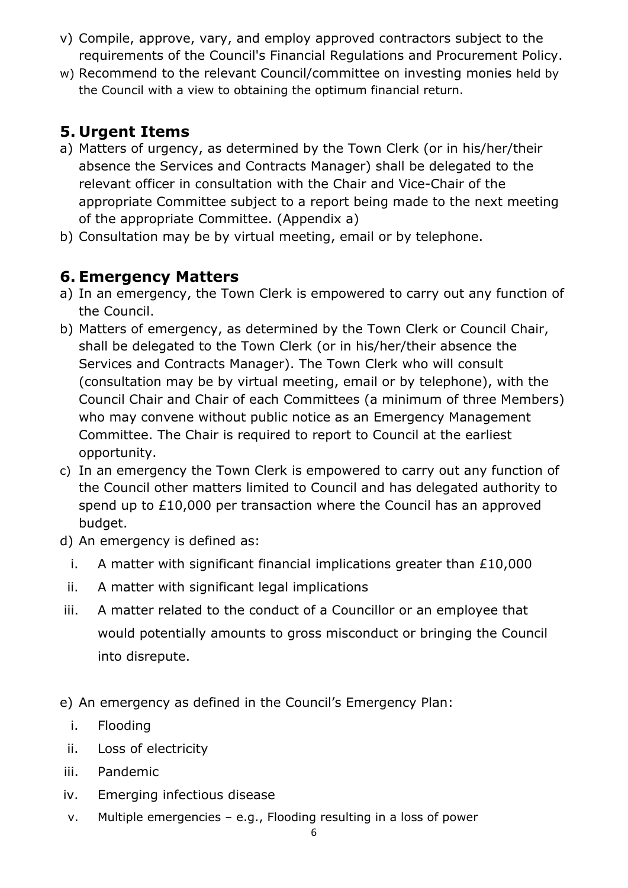v) Compile, approve, vary, and employ approved contractors subject to the requirements of the Council's Financial Regulations and Procurement Policy.
w) Recommend to the relevant Council/committee on investing monies held by the Council with a view to obtaining the optimum financial return.

## 5. Urgent Items

a) Matters of urgency, as determined by the Town Clerk (or in his/her/their absence the Services and Contracts Manager) shall be delegated to the relevant officer in consultation with the Chair and Vice-Chair of the appropriate Committee subject to a report being made to the next meeting of the appropriate Committee. (Appendix a)
b) Consultation may be by virtual meeting, email or by telephone.

## 6. Emergency Matters

a) In an emergency, the Town Clerk is empowered to carry out any function of the Council.
b) Matters of emergency, as determined by the Town Clerk or Council Chair, shall be delegated to the Town Clerk (or in his/her/their absence the Services and Contracts Manager). The Town Clerk who will consult (consultation may be by virtual meeting, email or by telephone), with the Council Chair and Chair of each Committees (a minimum of three Members) who may convene without public notice as an Emergency Management Committee. The Chair is required to report to Council at the earliest opportunity.
c) In an emergency the Town Clerk is empowered to carry out any function of the Council other matters limited to Council and has delegated authority to spend up to £10,000 per transaction where the Council has an approved budget.
d) An emergency is defined as:
   i. A matter with significant financial implications greater than £10,000
   ii. A matter with significant legal implications
   iii. A matter related to the conduct of a Councillor or an employee that would potentially amounts to gross misconduct or bringing the Council into disrepute.

e) An emergency as defined in the Council's Emergency Plan:
   i. Flooding
   ii. Loss of electricity
   iii. Pandemic
   iv. Emerging infectious disease
   v. Multiple emergencies – e.g., Flooding resulting in a loss of power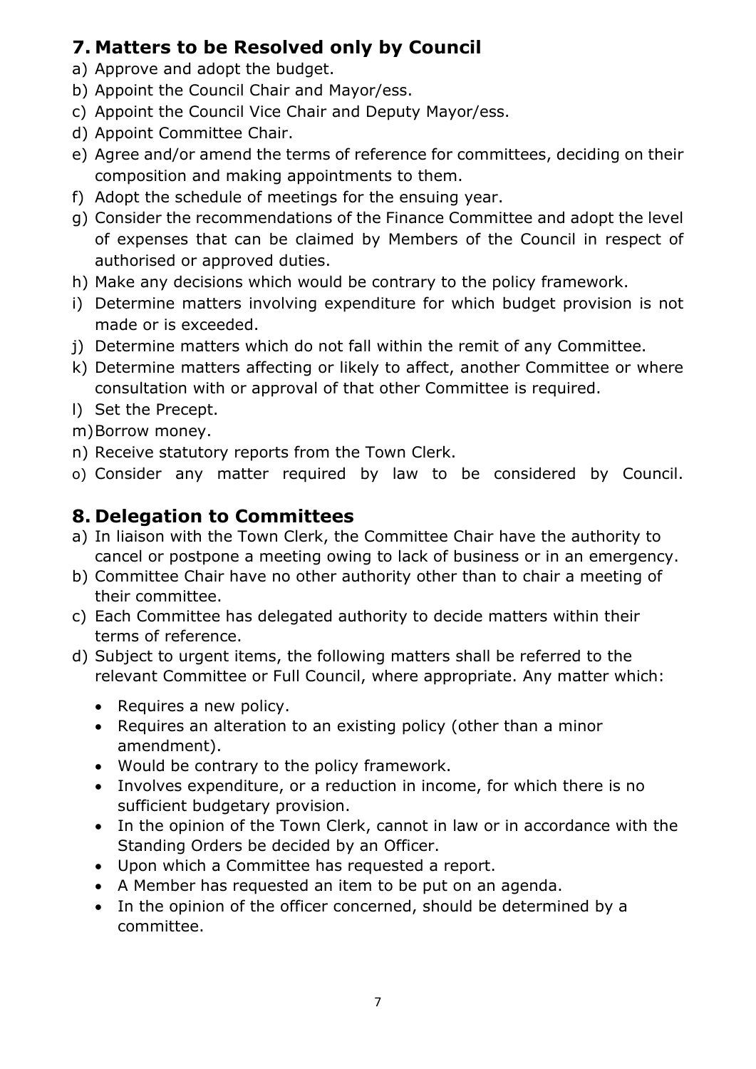## 7. Matters to be Resolved only by Council

a) Approve and adopt the budget.
b) Appoint the Council Chair and Mayor/ess.
c) Appoint the Council Vice Chair and Deputy Mayor/ess.
d) Appoint Committee Chair.
e) Agree and/or amend the terms of reference for committees, deciding on their composition and making appointments to them.
f) Adopt the schedule of meetings for the ensuing year.
g) Consider the recommendations of the Finance Committee and adopt the level of expenses that can be claimed by Members of the Council in respect of authorised or approved duties.
h) Make any decisions which would be contrary to the policy framework.
i) Determine matters involving expenditure for which budget provision is not made or is exceeded.
j) Determine matters which do not fall within the remit of any Committee.
k) Determine matters affecting or likely to affect, another Committee or where consultation with or approval of that other Committee is required.
l) Set the Precept.
m) Borrow money.
n) Receive statutory reports from the Town Clerk.
o) Consider any matter required by law to be considered by Council.

## 8. Delegation to Committees

a) In liaison with the Town Clerk, the Committee Chair have the authority to cancel or postpone a meeting owing to lack of business or in an emergency.
b) Committee Chair have no other authority other than to chair a meeting of their committee.
c) Each Committee has delegated authority to decide matters within their terms of reference.
d) Subject to urgent items, the following matters shall be referred to the relevant Committee or Full Council, where appropriate. Any matter which:
    - Requires a new policy.
    - Requires an alteration to an existing policy (other than a minor amendment).
    - Would be contrary to the policy framework.
    - Involves expenditure, or a reduction in income, for which there is no sufficient budgetary provision.
    - In the opinion of the Town Clerk, cannot in law or in accordance with the Standing Orders be decided by an Officer.
    - Upon which a Committee has requested a report.
    - A Member has requested an item to be put on an agenda.
    - In the opinion of the officer concerned, should be determined by a committee.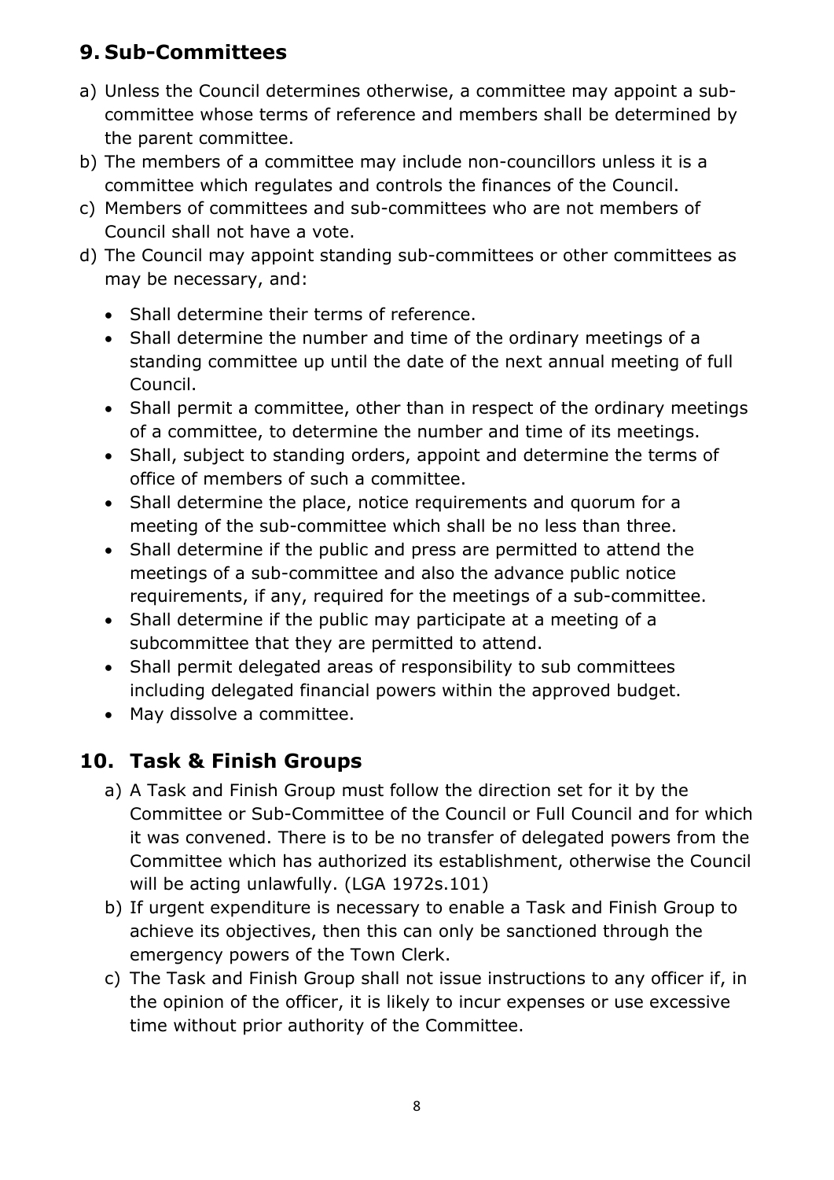## 9. Sub-Committees

a) Unless the Council determines otherwise, a committee may appoint a sub-committee whose terms of reference and members shall be determined by the parent committee.
b) The members of a committee may include non-councillors unless it is a committee which regulates and controls the finances of the Council.
c) Members of committees and sub-committees who are not members of Council shall not have a vote.
d) The Council may appoint standing sub-committees or other committees as may be necessary, and:
    - Shall determine their terms of reference.
    - Shall determine the number and time of the ordinary meetings of a standing committee up until the date of the next annual meeting of full Council.
    - Shall permit a committee, other than in respect of the ordinary meetings of a committee, to determine the number and time of its meetings.
    - Shall, subject to standing orders, appoint and determine the terms of office of members of such a committee.
    - Shall determine the place, notice requirements and quorum for a meeting of the sub-committee which shall be no less than three.
    - Shall determine if the public and press are permitted to attend the meetings of a sub-committee and also the advance public notice requirements, if any, required for the meetings of a sub-committee.
    - Shall determine if the public may participate at a meeting of a subcommittee that they are permitted to attend.
    - Shall permit delegated areas of responsibility to sub committees including delegated financial powers within the approved budget.
    - May dissolve a committee.

## 10. Task & Finish Groups

a) A Task and Finish Group must follow the direction set for it by the Committee or Sub-Committee of the Council or Full Council and for which it was convened. There is to be no transfer of delegated powers from the Committee which has authorized its establishment, otherwise the Council will be acting unlawfully. (LGA 1972s.101)
b) If urgent expenditure is necessary to enable a Task and Finish Group to achieve its objectives, then this can only be sanctioned through the emergency powers of the Town Clerk.
c) The Task and Finish Group shall not issue instructions to any officer if, in the opinion of the officer, it is likely to incur expenses or use excessive time without prior authority of the Committee.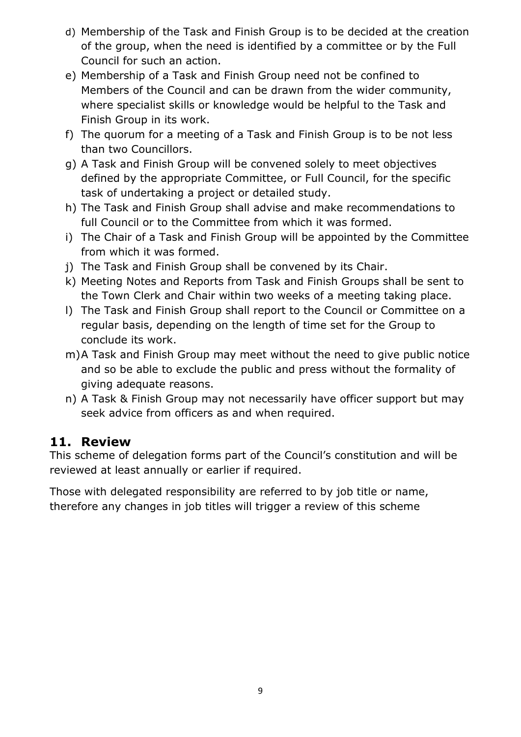d) Membership of the Task and Finish Group is to be decided at the creation of the group, when the need is identified by a committee or by the Full Council for such an action.
e) Membership of a Task and Finish Group need not be confined to Members of the Council and can be drawn from the wider community, where specialist skills or knowledge would be helpful to the Task and Finish Group in its work.
f) The quorum for a meeting of a Task and Finish Group is to be not less than two Councillors.
g) A Task and Finish Group will be convened solely to meet objectives defined by the appropriate Committee, or Full Council, for the specific task of undertaking a project or detailed study.
h) The Task and Finish Group shall advise and make recommendations to full Council or to the Committee from which it was formed.
i) The Chair of a Task and Finish Group will be appointed by the Committee from which it was formed.
j) The Task and Finish Group shall be convened by its Chair.
k) Meeting Notes and Reports from Task and Finish Groups shall be sent to the Town Clerk and Chair within two weeks of a meeting taking place.
l) The Task and Finish Group shall report to the Council or Committee on a regular basis, depending on the length of time set for the Group to conclude its work.
m) A Task and Finish Group may meet without the need to give public notice and so be able to exclude the public and press without the formality of giving adequate reasons.
n) A Task & Finish Group may not necessarily have officer support but may seek advice from officers as and when required.

## 11. Review

This scheme of delegation forms part of the Council's constitution and will be reviewed at least annually or earlier if required.

Those with delegated responsibility are referred to by job title or name, therefore any changes in job titles will trigger a review of this scheme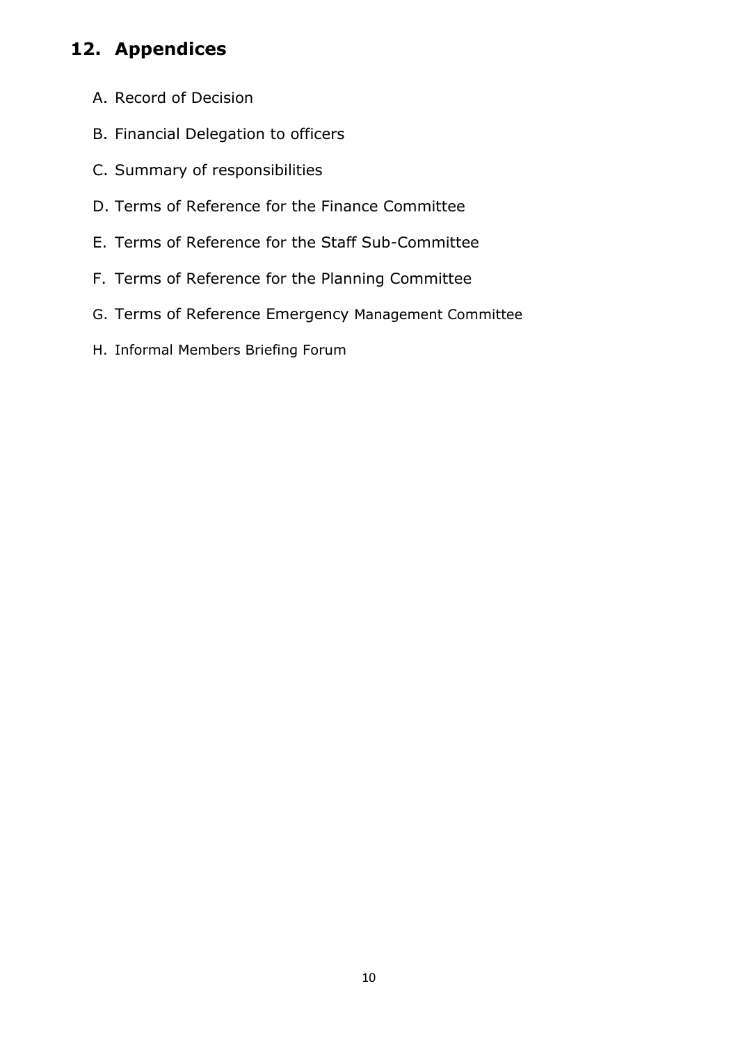## 12. Appendices

A. Record of Decision

B. Financial Delegation to officers

C. Summary of responsibilities

D. Terms of Reference for the Finance Committee

E. Terms of Reference for the Staff Sub-Committee

F. Terms of Reference for the Planning Committee

G. Terms of Reference Emergency Management Committee

H. Informal Members Briefing Forum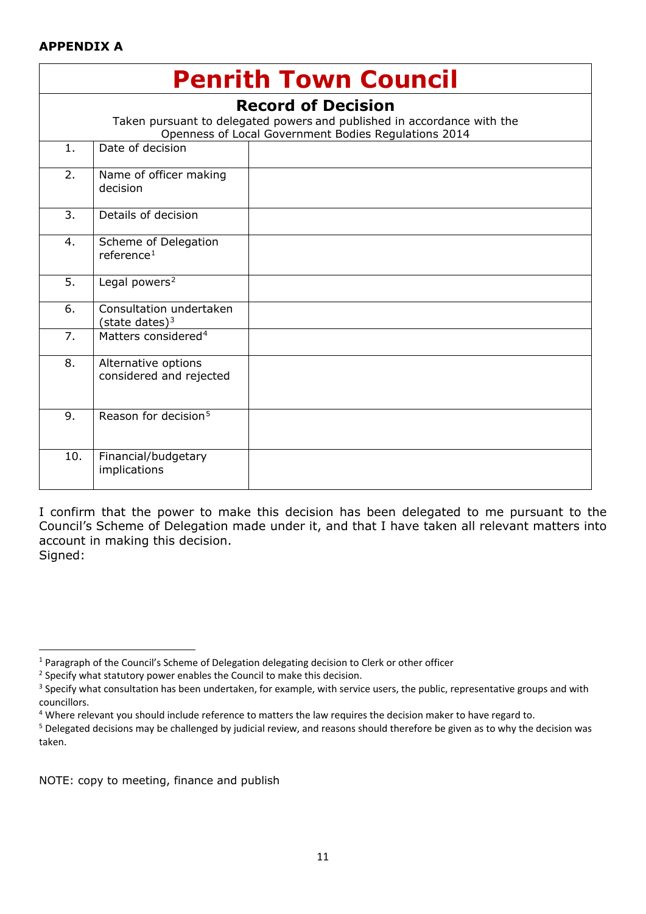**APPENDIX A**

# Penrith Town Council

## Record of Decision

Taken pursuant to delegated powers and published in accordance with the Openness of Local Government Bodies Regulations 2014

| | | |
|---|---|---|
| 1. | Date of decision | |
| 2. | Name of officer making decision | |
| 3. | Details of decision | |
| 4. | Scheme of Delegation reference[1] | |
| 5. | Legal powers[2] | |
| 6. | Consultation undertaken (state dates)[3] | |
| 7. | Matters considered[4] | |
| 8. | Alternative options considered and rejected | |
| 9. | Reason for decision[5] | |
| 10. | Financial/budgetary implications | |

I confirm that the power to make this decision has been delegated to me pursuant to the Council's Scheme of Delegation made under it, and that I have taken all relevant matters into account in making this decision.

Signed:

---

[1] Paragraph of the Council's Scheme of Delegation delegating decision to Clerk or other officer

[2] Specify what statutory power enables the Council to make this decision.

[3] Specify what consultation has been undertaken, for example, with service users, the public, representative groups and with councillors.

[4] Where relevant you should include reference to matters the law requires the decision maker to have regard to.

[5] Delegated decisions may be challenged by judicial review, and reasons should therefore be given as to why the decision was taken.

NOTE: copy to meeting, finance and publish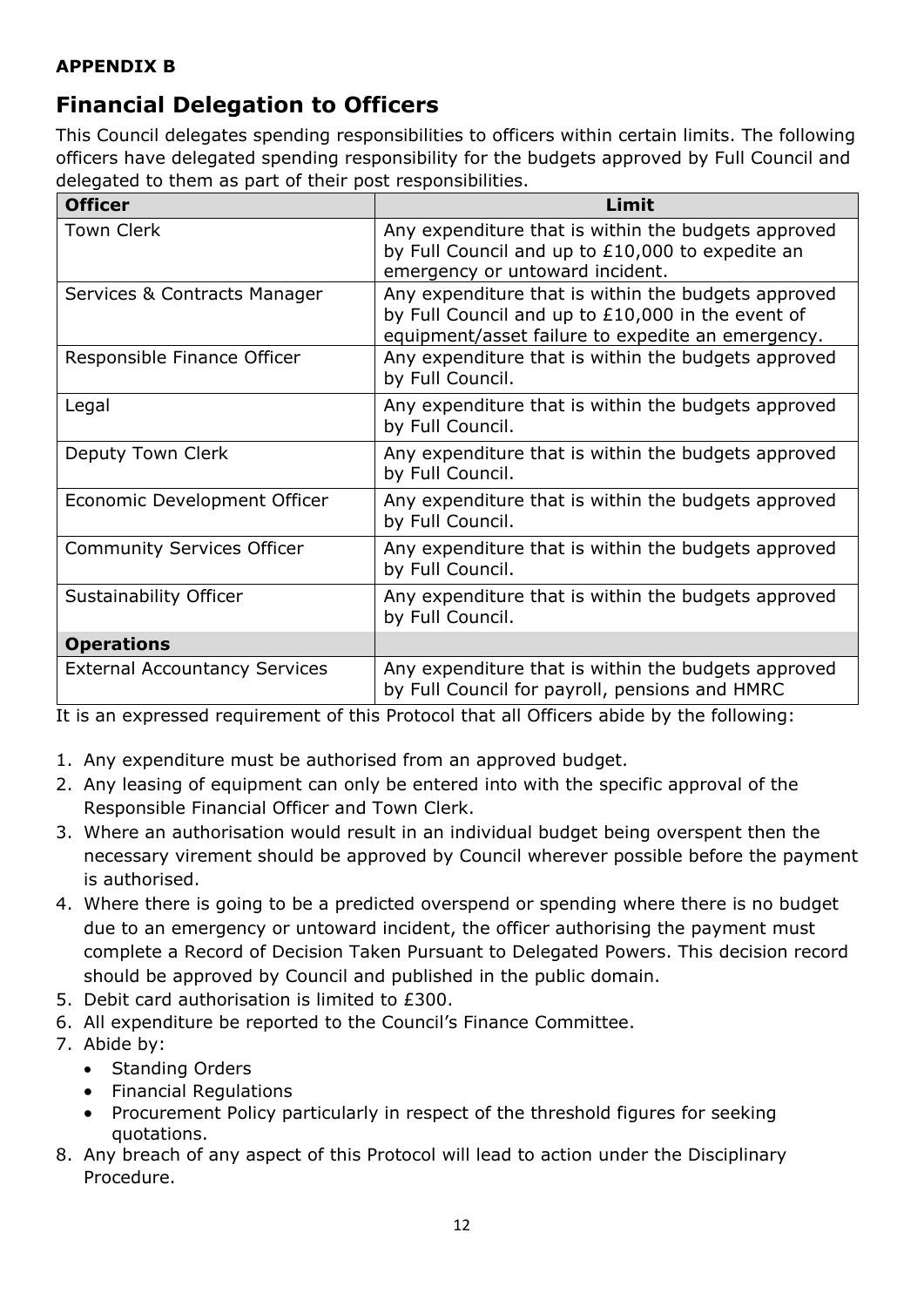**APPENDIX B**

## Financial Delegation to Officers

This Council delegates spending responsibilities to officers within certain limits. The following officers have delegated spending responsibility for the budgets approved by Full Council and delegated to them as part of their post responsibilities.

| Officer | Limit |
|---|---|
| Town Clerk | Any expenditure that is within the budgets approved by Full Council and up to £10,000 to expedite an emergency or untoward incident. |
| Services & Contracts Manager | Any expenditure that is within the budgets approved by Full Council and up to £10,000 in the event of equipment/asset failure to expedite an emergency. |
| Responsible Finance Officer | Any expenditure that is within the budgets approved by Full Council. |
| Legal | Any expenditure that is within the budgets approved by Full Council. |
| Deputy Town Clerk | Any expenditure that is within the budgets approved by Full Council. |
| Economic Development Officer | Any expenditure that is within the budgets approved by Full Council. |
| Community Services Officer | Any expenditure that is within the budgets approved by Full Council. |
| Sustainability Officer | Any expenditure that is within the budgets approved by Full Council. |
| **Operations** | |
| External Accountancy Services | Any expenditure that is within the budgets approved by Full Council for payroll, pensions and HMRC |

It is an expressed requirement of this Protocol that all Officers abide by the following:

1. Any expenditure must be authorised from an approved budget.
2. Any leasing of equipment can only be entered into with the specific approval of the Responsible Financial Officer and Town Clerk.
3. Where an authorisation would result in an individual budget being overspent then the necessary virement should be approved by Council wherever possible before the payment is authorised.
4. Where there is going to be a predicted overspend or spending where there is no budget due to an emergency or untoward incident, the officer authorising the payment must complete a Record of Decision Taken Pursuant to Delegated Powers. This decision record should be approved by Council and published in the public domain.
5. Debit card authorisation is limited to £300.
6. All expenditure be reported to the Council's Finance Committee.
7. Abide by:
   - Standing Orders
   - Financial Regulations
   - Procurement Policy particularly in respect of the threshold figures for seeking quotations.
8. Any breach of any aspect of this Protocol will lead to action under the Disciplinary Procedure.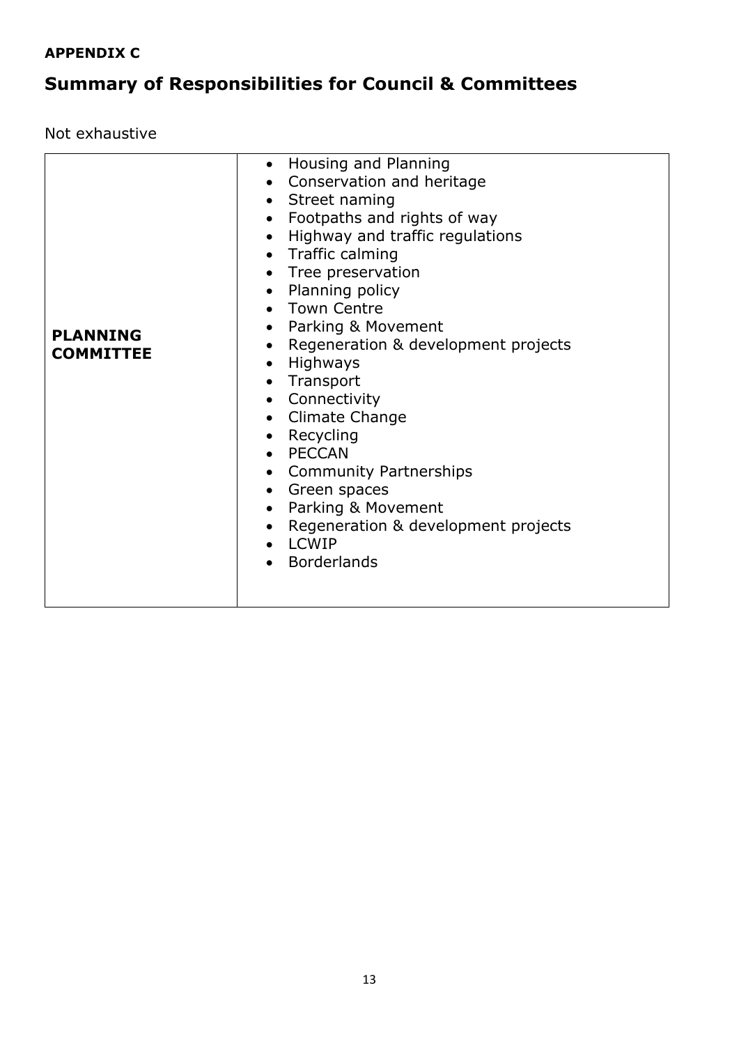**APPENDIX C**

## Summary of Responsibilities for Council & Committees

Not exhaustive

| | |
|---|---|
| **PLANNING COMMITTEE** | • Housing and Planning<br>• Conservation and heritage<br>• Street naming<br>• Footpaths and rights of way<br>• Highway and traffic regulations<br>• Traffic calming<br>• Tree preservation<br>• Planning policy<br>• Town Centre<br>• Parking & Movement<br>• Regeneration & development projects<br>• Highways<br>• Transport<br>• Connectivity<br>• Climate Change<br>• Recycling<br>• PECCAN<br>• Community Partnerships<br>• Green spaces<br>• Parking & Movement<br>• Regeneration & development projects<br>• LCWIP<br>• Borderlands |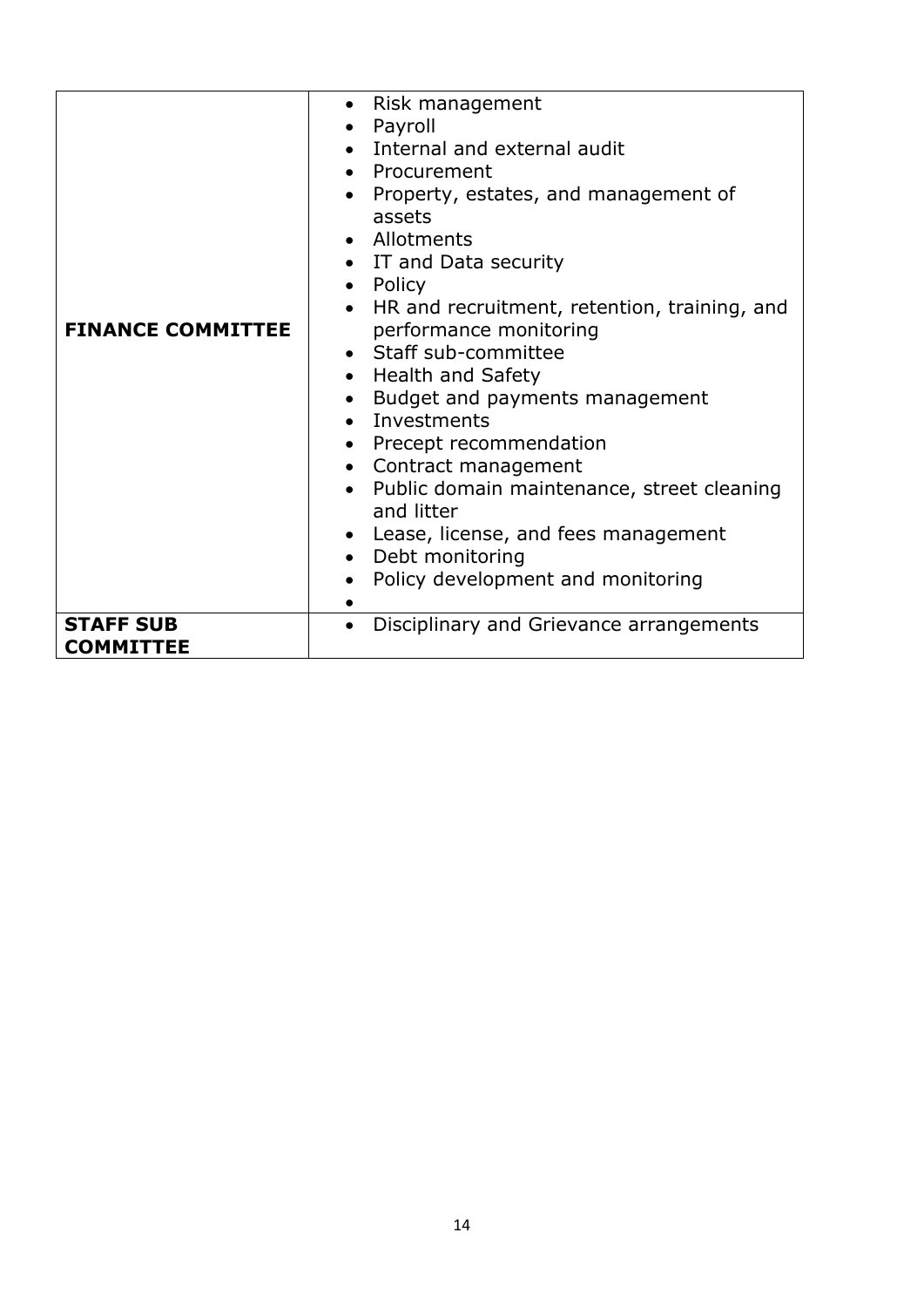| | |
|---|---|
| **FINANCE COMMITTEE** | • Risk management<br>• Payroll<br>• Internal and external audit<br>• Procurement<br>• Property, estates, and management of assets<br>• Allotments<br>• IT and Data security<br>• Policy<br>• HR and recruitment, retention, training, and performance monitoring<br>• Staff sub-committee<br>• Health and Safety<br>• Budget and payments management<br>• Investments<br>• Precept recommendation<br>• Contract management<br>• Public domain maintenance, street cleaning and litter<br>• Lease, license, and fees management<br>• Debt monitoring<br>• Policy development and monitoring<br>• |
| **STAFF SUB COMMITTEE** | • Disciplinary and Grievance arrangements |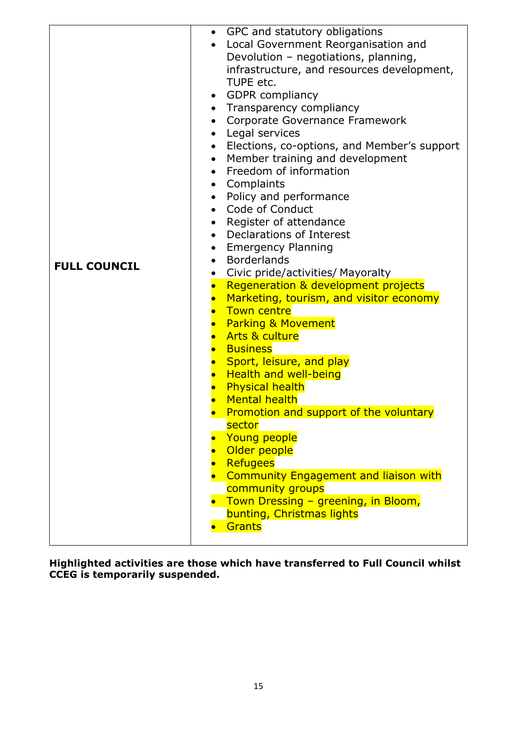| | |
|---|---|
| **FULL COUNCIL** | • GPC and statutory obligations<br>• Local Government Reorganisation and Devolution – negotiations, planning, infrastructure, and resources development, TUPE etc.<br>• GDPR compliancy<br>• Transparency compliancy<br>• Corporate Governance Framework<br>• Legal services<br>• Elections, co-options, and Member's support<br>• Member training and development<br>• Freedom of information<br>• Complaints<br>• Policy and performance<br>• Code of Conduct<br>• Register of attendance<br>• Declarations of Interest<br>• Emergency Planning<br>• Borderlands<br>• Civic pride/activities/ Mayoralty<br>• Regeneration & development projects<br>• Marketing, tourism, and visitor economy<br>• Town centre<br>• Parking & Movement<br>• Arts & culture<br>• Business<br>• Sport, leisure, and play<br>• Health and well-being<br>• Physical health<br>• Mental health<br>• Promotion and support of the voluntary sector<br>• Young people<br>• Older people<br>• Refugees<br>• Community Engagement and liaison with community groups<br>• Town Dressing – greening, in Bloom, bunting, Christmas lights<br>• Grants |

**Highlighted activities are those which have transferred to Full Council whilst CCEG is temporarily suspended.**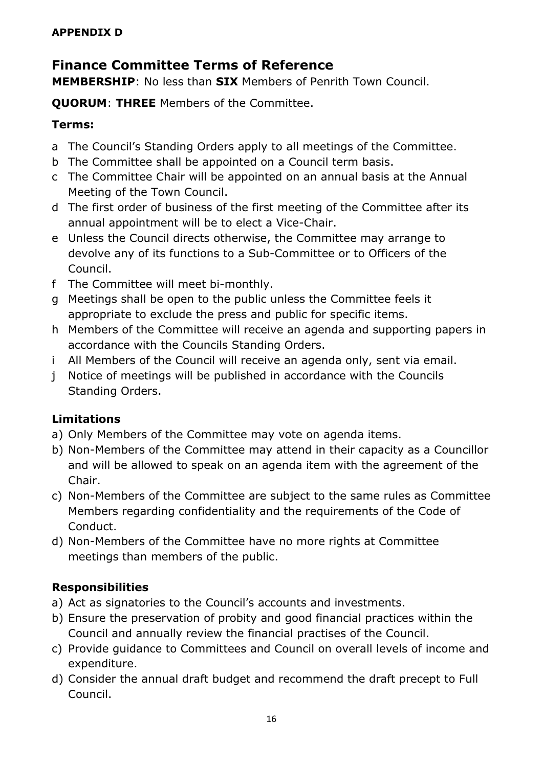**APPENDIX D**

## Finance Committee Terms of Reference

**MEMBERSHIP**: No less than **SIX** Members of Penrith Town Council.

**QUORUM**: **THREE** Members of the Committee.

### Terms:

- a The Council's Standing Orders apply to all meetings of the Committee.
- b The Committee shall be appointed on a Council term basis.
- c The Committee Chair will be appointed on an annual basis at the Annual Meeting of the Town Council.
- d The first order of business of the first meeting of the Committee after its annual appointment will be to elect a Vice-Chair.
- e Unless the Council directs otherwise, the Committee may arrange to devolve any of its functions to a Sub-Committee or to Officers of the Council.
- f The Committee will meet bi-monthly.
- g Meetings shall be open to the public unless the Committee feels it appropriate to exclude the press and public for specific items.
- h Members of the Committee will receive an agenda and supporting papers in accordance with the Councils Standing Orders.
- i All Members of the Council will receive an agenda only, sent via email.
- j Notice of meetings will be published in accordance with the Councils Standing Orders.

### Limitations

- a) Only Members of the Committee may vote on agenda items.
- b) Non-Members of the Committee may attend in their capacity as a Councillor and will be allowed to speak on an agenda item with the agreement of the Chair.
- c) Non-Members of the Committee are subject to the same rules as Committee Members regarding confidentiality and the requirements of the Code of Conduct.
- d) Non-Members of the Committee have no more rights at Committee meetings than members of the public.

### Responsibilities

- a) Act as signatories to the Council's accounts and investments.
- b) Ensure the preservation of probity and good financial practices within the Council and annually review the financial practises of the Council.
- c) Provide guidance to Committees and Council on overall levels of income and expenditure.
- d) Consider the annual draft budget and recommend the draft precept to Full Council.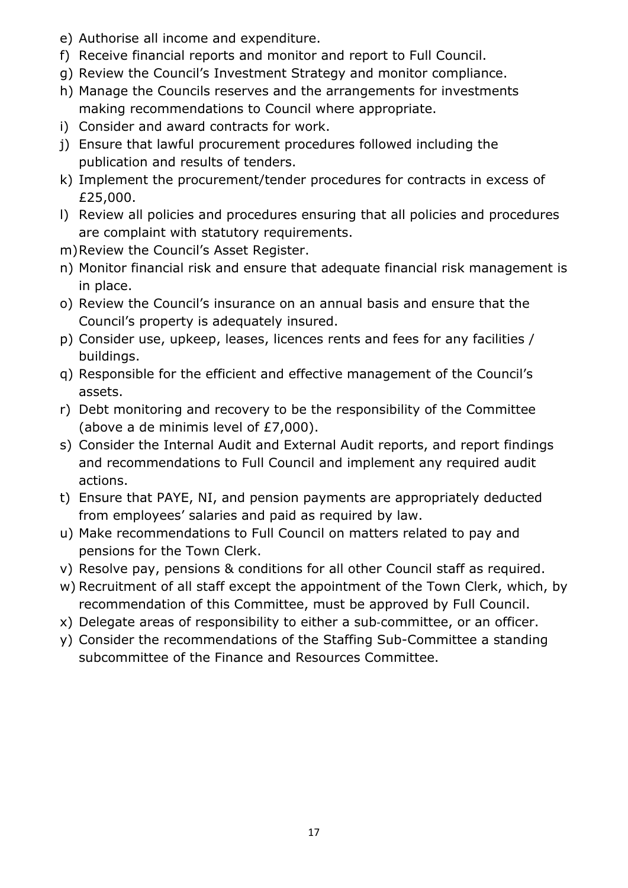e) Authorise all income and expenditure.
f) Receive financial reports and monitor and report to Full Council.
g) Review the Council's Investment Strategy and monitor compliance.
h) Manage the Councils reserves and the arrangements for investments making recommendations to Council where appropriate.
i) Consider and award contracts for work.
j) Ensure that lawful procurement procedures followed including the publication and results of tenders.
k) Implement the procurement/tender procedures for contracts in excess of £25,000.
l) Review all policies and procedures ensuring that all policies and procedures are complaint with statutory requirements.
m) Review the Council's Asset Register.
n) Monitor financial risk and ensure that adequate financial risk management is in place.
o) Review the Council's insurance on an annual basis and ensure that the Council's property is adequately insured.
p) Consider use, upkeep, leases, licences rents and fees for any facilities / buildings.
q) Responsible for the efficient and effective management of the Council's assets.
r) Debt monitoring and recovery to be the responsibility of the Committee (above a de minimis level of £7,000).
s) Consider the Internal Audit and External Audit reports, and report findings and recommendations to Full Council and implement any required audit actions.
t) Ensure that PAYE, NI, and pension payments are appropriately deducted from employees' salaries and paid as required by law.
u) Make recommendations to Full Council on matters related to pay and pensions for the Town Clerk.
v) Resolve pay, pensions & conditions for all other Council staff as required.
w) Recruitment of all staff except the appointment of the Town Clerk, which, by recommendation of this Committee, must be approved by Full Council.
x) Delegate areas of responsibility to either a sub-committee, or an officer.
y) Consider the recommendations of the Staffing Sub-Committee a standing subcommittee of the Finance and Resources Committee.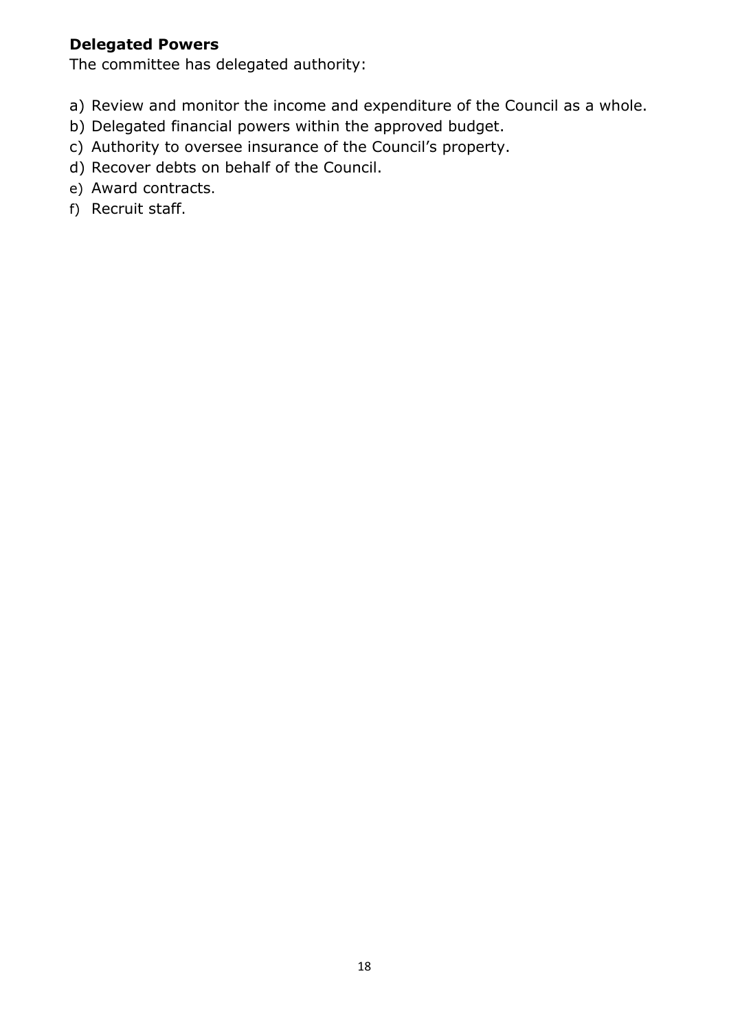**Delegated Powers**

The committee has delegated authority:

a) Review and monitor the income and expenditure of the Council as a whole.
b) Delegated financial powers within the approved budget.
c) Authority to oversee insurance of the Council's property.
d) Recover debts on behalf of the Council.
e) Award contracts.
f) Recruit staff.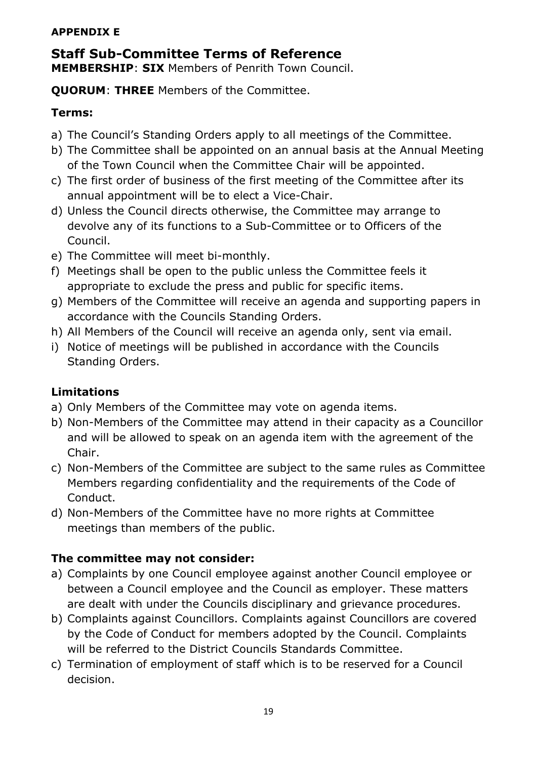**APPENDIX E**

## Staff Sub-Committee Terms of Reference

**MEMBERSHIP**: **SIX** Members of Penrith Town Council.

**QUORUM**: **THREE** Members of the Committee.

### Terms:

a) The Council's Standing Orders apply to all meetings of the Committee.
b) The Committee shall be appointed on an annual basis at the Annual Meeting of the Town Council when the Committee Chair will be appointed.
c) The first order of business of the first meeting of the Committee after its annual appointment will be to elect a Vice-Chair.
d) Unless the Council directs otherwise, the Committee may arrange to devolve any of its functions to a Sub-Committee or to Officers of the Council.
e) The Committee will meet bi-monthly.
f) Meetings shall be open to the public unless the Committee feels it appropriate to exclude the press and public for specific items.
g) Members of the Committee will receive an agenda and supporting papers in accordance with the Councils Standing Orders.
h) All Members of the Council will receive an agenda only, sent via email.
i) Notice of meetings will be published in accordance with the Councils Standing Orders.

### Limitations

a) Only Members of the Committee may vote on agenda items.
b) Non-Members of the Committee may attend in their capacity as a Councillor and will be allowed to speak on an agenda item with the agreement of the Chair.
c) Non-Members of the Committee are subject to the same rules as Committee Members regarding confidentiality and the requirements of the Code of Conduct.
d) Non-Members of the Committee have no more rights at Committee meetings than members of the public.

### The committee may not consider:

a) Complaints by one Council employee against another Council employee or between a Council employee and the Council as employer. These matters are dealt with under the Councils disciplinary and grievance procedures.
b) Complaints against Councillors. Complaints against Councillors are covered by the Code of Conduct for members adopted by the Council. Complaints will be referred to the District Councils Standards Committee.
c) Termination of employment of staff which is to be reserved for a Council decision.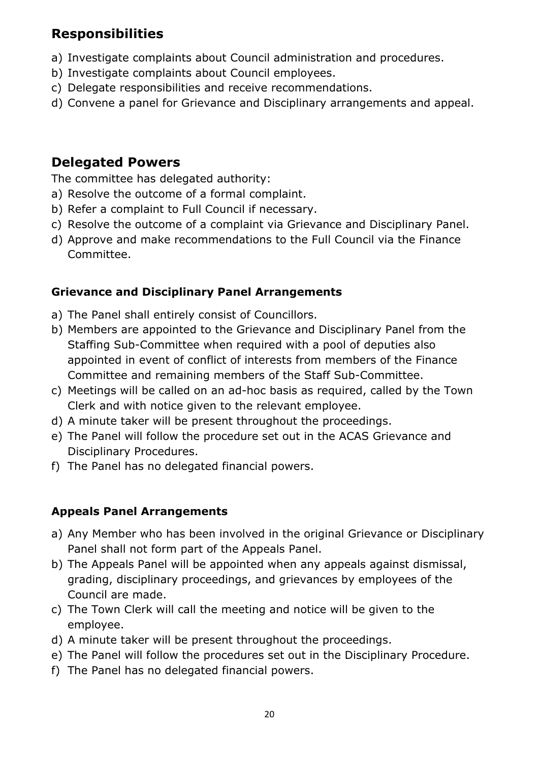## Responsibilities

a) Investigate complaints about Council administration and procedures.
b) Investigate complaints about Council employees.
c) Delegate responsibilities and receive recommendations.
d) Convene a panel for Grievance and Disciplinary arrangements and appeal.

## Delegated Powers

The committee has delegated authority:

a) Resolve the outcome of a formal complaint.
b) Refer a complaint to Full Council if necessary.
c) Resolve the outcome of a complaint via Grievance and Disciplinary Panel.
d) Approve and make recommendations to the Full Council via the Finance Committee.

### Grievance and Disciplinary Panel Arrangements

a) The Panel shall entirely consist of Councillors.
b) Members are appointed to the Grievance and Disciplinary Panel from the Staffing Sub-Committee when required with a pool of deputies also appointed in event of conflict of interests from members of the Finance Committee and remaining members of the Staff Sub-Committee.
c) Meetings will be called on an ad-hoc basis as required, called by the Town Clerk and with notice given to the relevant employee.
d) A minute taker will be present throughout the proceedings.
e) The Panel will follow the procedure set out in the ACAS Grievance and Disciplinary Procedures.
f) The Panel has no delegated financial powers.

### Appeals Panel Arrangements

a) Any Member who has been involved in the original Grievance or Disciplinary Panel shall not form part of the Appeals Panel.
b) The Appeals Panel will be appointed when any appeals against dismissal, grading, disciplinary proceedings, and grievances by employees of the Council are made.
c) The Town Clerk will call the meeting and notice will be given to the employee.
d) A minute taker will be present throughout the proceedings.
e) The Panel will follow the procedures set out in the Disciplinary Procedure.
f) The Panel has no delegated financial powers.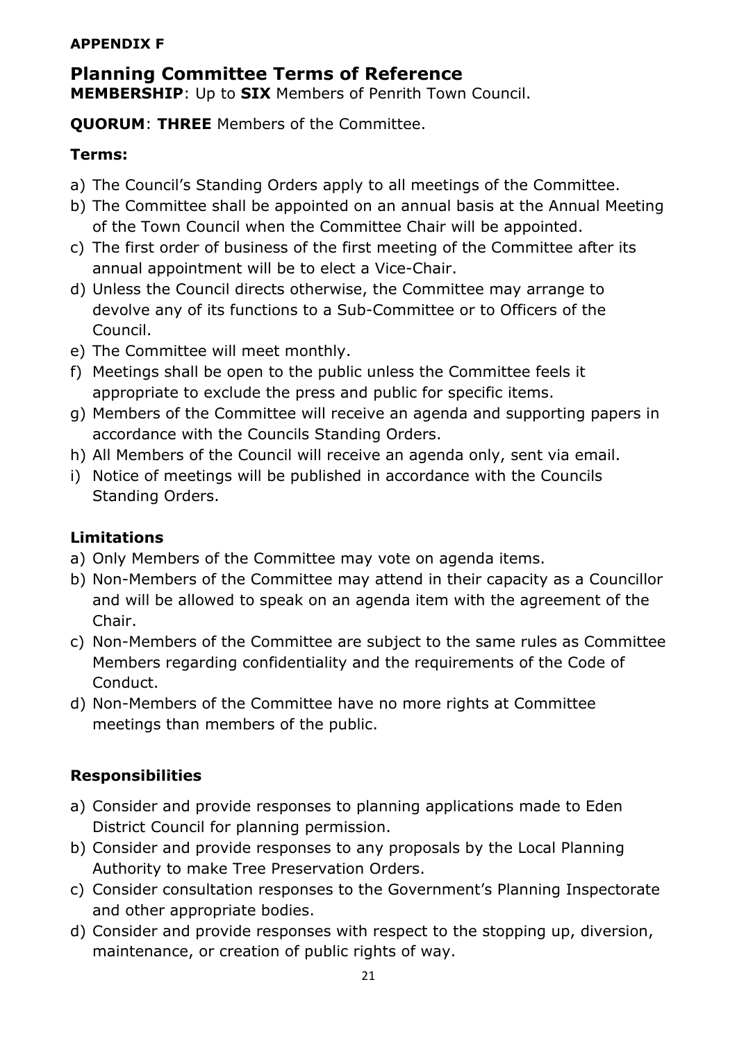**APPENDIX F**

## Planning Committee Terms of Reference

**MEMBERSHIP**: Up to **SIX** Members of Penrith Town Council.

**QUORUM**: **THREE** Members of the Committee.

### Terms:

a) The Council's Standing Orders apply to all meetings of the Committee.
b) The Committee shall be appointed on an annual basis at the Annual Meeting of the Town Council when the Committee Chair will be appointed.
c) The first order of business of the first meeting of the Committee after its annual appointment will be to elect a Vice-Chair.
d) Unless the Council directs otherwise, the Committee may arrange to devolve any of its functions to a Sub-Committee or to Officers of the Council.
e) The Committee will meet monthly.
f) Meetings shall be open to the public unless the Committee feels it appropriate to exclude the press and public for specific items.
g) Members of the Committee will receive an agenda and supporting papers in accordance with the Councils Standing Orders.
h) All Members of the Council will receive an agenda only, sent via email.
i) Notice of meetings will be published in accordance with the Councils Standing Orders.

### Limitations

a) Only Members of the Committee may vote on agenda items.
b) Non-Members of the Committee may attend in their capacity as a Councillor and will be allowed to speak on an agenda item with the agreement of the Chair.
c) Non-Members of the Committee are subject to the same rules as Committee Members regarding confidentiality and the requirements of the Code of Conduct.
d) Non-Members of the Committee have no more rights at Committee meetings than members of the public.

### Responsibilities

a) Consider and provide responses to planning applications made to Eden District Council for planning permission.
b) Consider and provide responses to any proposals by the Local Planning Authority to make Tree Preservation Orders.
c) Consider consultation responses to the Government's Planning Inspectorate and other appropriate bodies.
d) Consider and provide responses with respect to the stopping up, diversion, maintenance, or creation of public rights of way.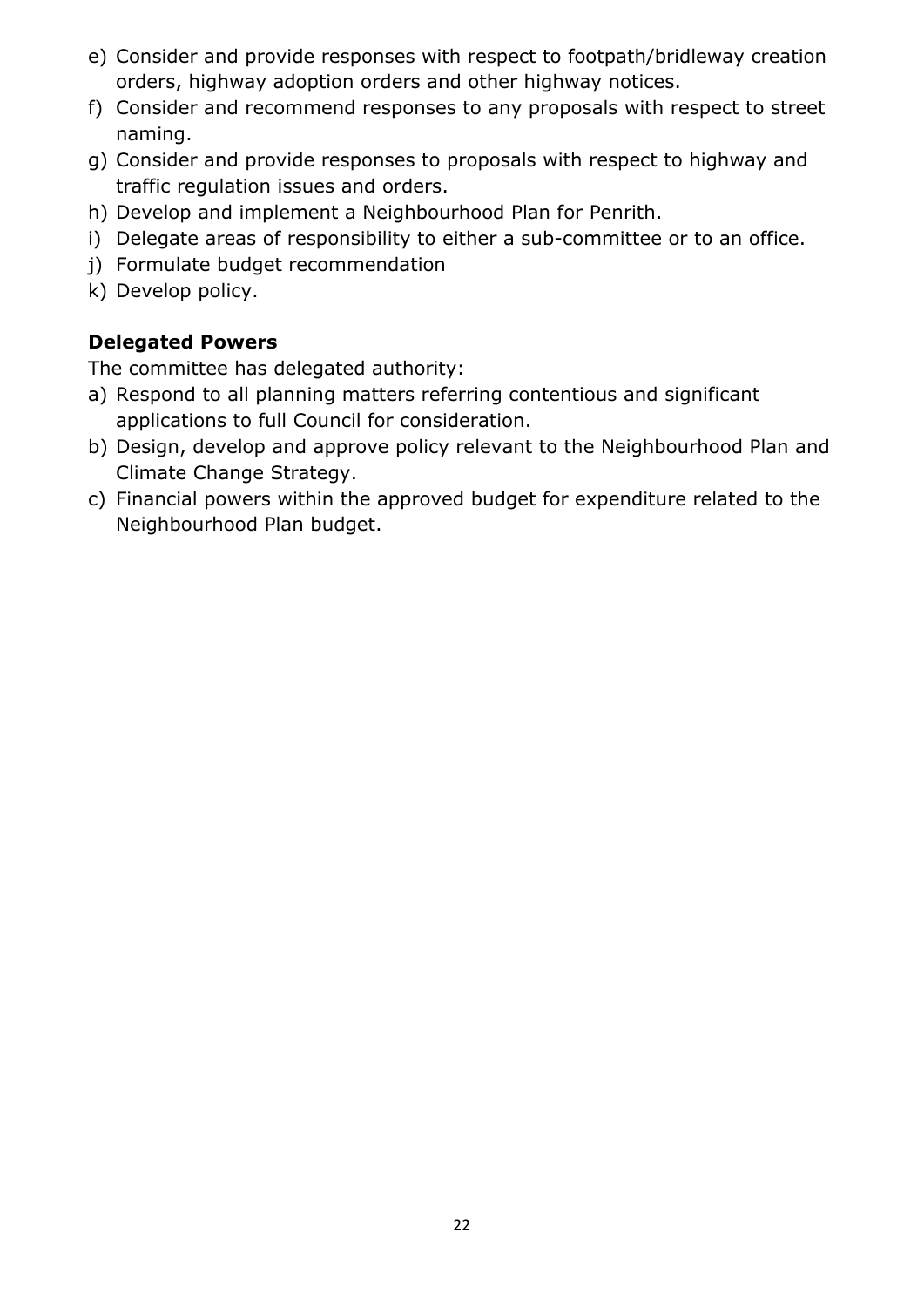e) Consider and provide responses with respect to footpath/bridleway creation orders, highway adoption orders and other highway notices.
f) Consider and recommend responses to any proposals with respect to street naming.
g) Consider and provide responses to proposals with respect to highway and traffic regulation issues and orders.
h) Develop and implement a Neighbourhood Plan for Penrith.
i) Delegate areas of responsibility to either a sub-committee or to an office.
j) Formulate budget recommendation
k) Develop policy.

**Delegated Powers**

The committee has delegated authority:

a) Respond to all planning matters referring contentious and significant applications to full Council for consideration.
b) Design, develop and approve policy relevant to the Neighbourhood Plan and Climate Change Strategy.
c) Financial powers within the approved budget for expenditure related to the Neighbourhood Plan budget.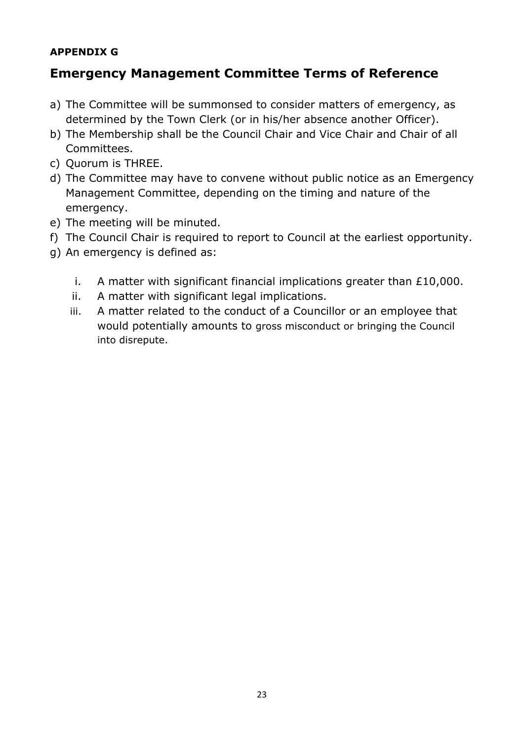**APPENDIX G**

## Emergency Management Committee Terms of Reference

a) The Committee will be summonsed to consider matters of emergency, as determined by the Town Clerk (or in his/her absence another Officer).
b) The Membership shall be the Council Chair and Vice Chair and Chair of all Committees.
c) Quorum is THREE.
d) The Committee may have to convene without public notice as an Emergency Management Committee, depending on the timing and nature of the emergency.
e) The meeting will be minuted.
f) The Council Chair is required to report to Council at the earliest opportunity.
g) An emergency is defined as:

    i. A matter with significant financial implications greater than £10,000.
    ii. A matter with significant legal implications.
    iii. A matter related to the conduct of a Councillor or an employee that would potentially amounts to gross misconduct or bringing the Council into disrepute.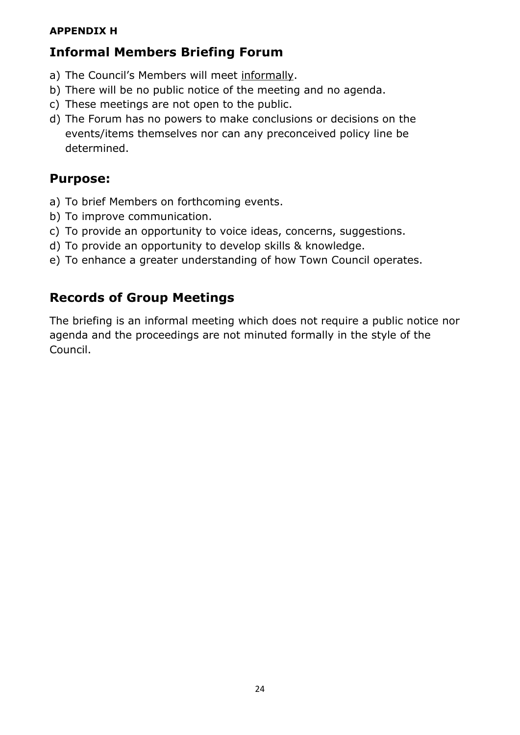**APPENDIX H**

## Informal Members Briefing Forum

a) The Council's Members will meet <u>informally</u>.
b) There will be no public notice of the meeting and no agenda.
c) These meetings are not open to the public.
d) The Forum has no powers to make conclusions or decisions on the events/items themselves nor can any preconceived policy line be determined.

## Purpose:

a) To brief Members on forthcoming events.
b) To improve communication.
c) To provide an opportunity to voice ideas, concerns, suggestions.
d) To provide an opportunity to develop skills & knowledge.
e) To enhance a greater understanding of how Town Council operates.

## Records of Group Meetings

The briefing is an informal meeting which does not require a public notice nor agenda and the proceedings are not minuted formally in the style of the Council.